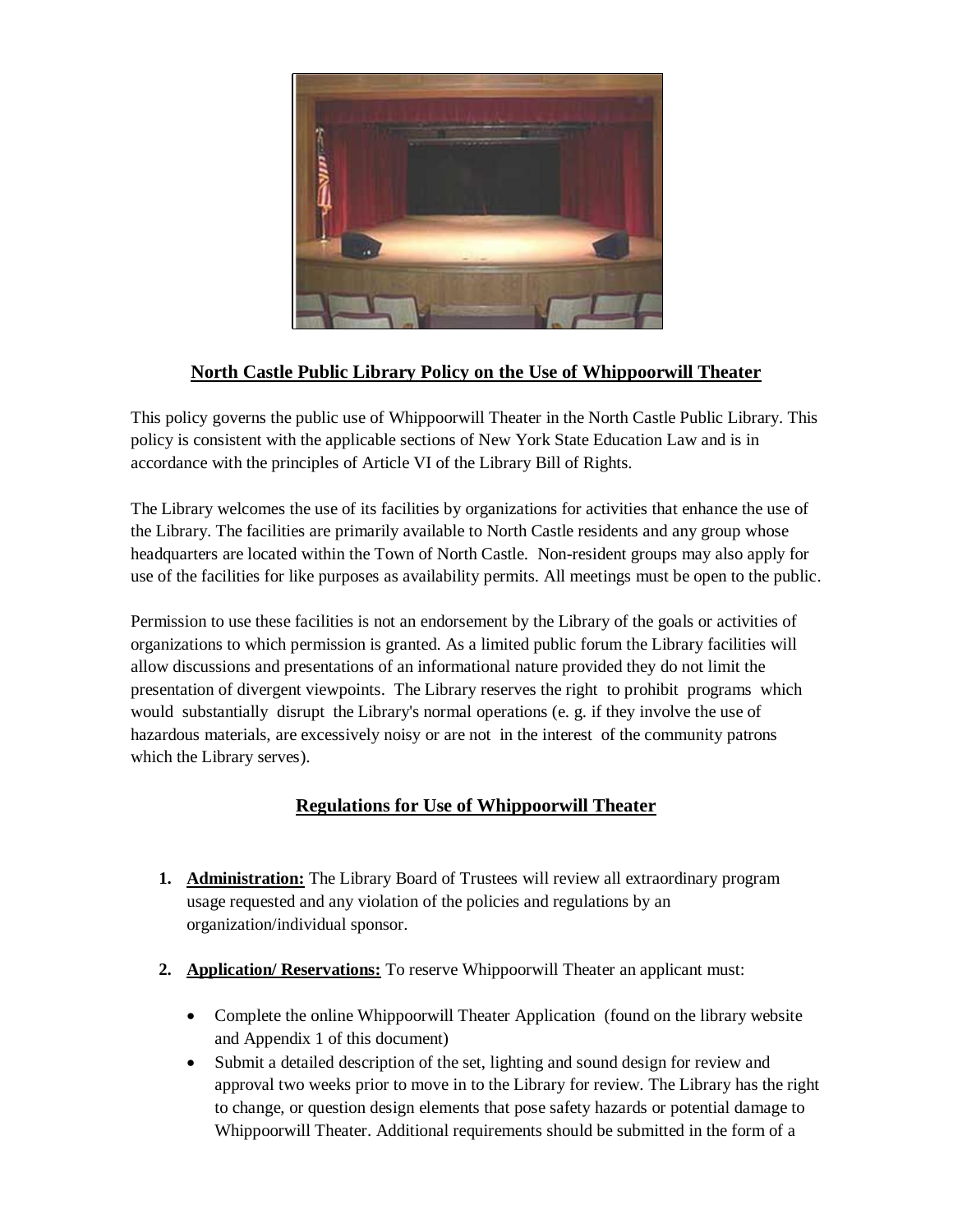## North Castle Public Library Policy on the Use of Whippoorwill Theater

This policy governs the public use of Whippoorwill Theater in the North Castle Public Library. This policy is consistent with the applicable sections of New York State Education Law and is in accordance with the principles of Article VI of the Library Bill of Rights.

The Library welcomes the use of its facilities by organizations for activities that enhance the use of the Library. The facilities are primarily available to North Castle residents and any group whose headquarters are located within the Town of North Castle. Non-resident groups may also apply for use of the facilities for like purposes as availability permits. All meetings must be open to the public.

Permission to use these facilities is not an endorsement by the Library of the goals or activities of organizations to which permission is granted. As a limited public forum the Library facilities will allow discussions and presentations of an informational nature provided they do not limit the presentation of divergent viewpoints. The Library reserves the right to prohibit programs which would substantially disrupt the Library's normal operations (e. g. if they involve the use of hazardous materials, are excessively noisy or are not in the interest of the community patrons which the Library serves).

## Regulations for Use of Whippoorwill Theater

1. **Administration:** The Library Board of Trustees will review all extraordinary program usage requested and any violation of the policies and regulations by an organization/individual sponsor.

2. **Application/ Reservations:** To reserve Whippoorwill Theater an applicant must:

   - Complete the online Whippoorwill Theater Application (found on the library website and Appendix 1 of this document)
   - Submit a detailed description of the set, lighting and sound design for review and approval two weeks prior to move in to the Library for review. The Library has the right to change, or question design elements that pose safety hazards or potential damage to Whippoorwill Theater. Additional requirements should be submitted in the form of a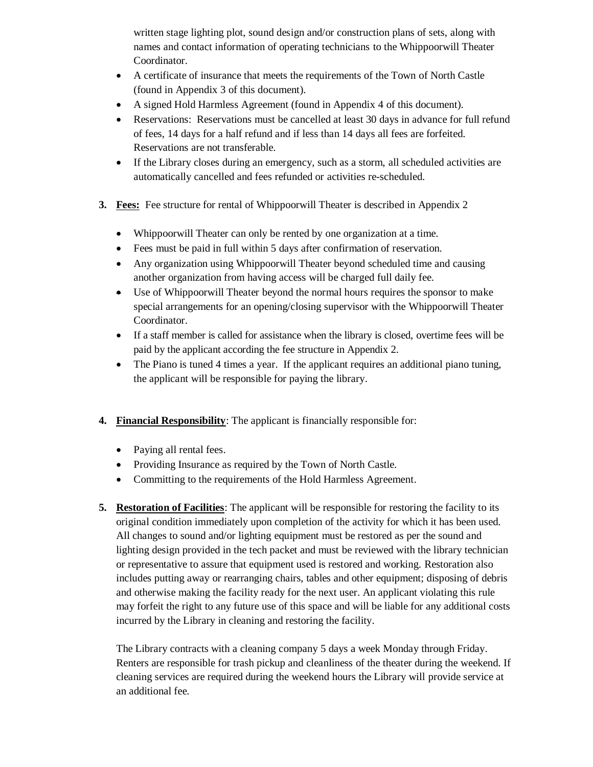written stage lighting plot, sound design and/or construction plans of sets, along with names and contact information of operating technicians to the Whippoorwill Theater Coordinator.

- A certificate of insurance that meets the requirements of the Town of North Castle (found in Appendix 3 of this document).
- A signed Hold Harmless Agreement (found in Appendix 4 of this document).
- Reservations: Reservations must be cancelled at least 30 days in advance for full refund of fees, 14 days for a half refund and if less than 14 days all fees are forfeited. Reservations are not transferable.
- If the Library closes during an emergency, such as a storm, all scheduled activities are automatically cancelled and fees refunded or activities re-scheduled.

3. **Fees:** Fee structure for rental of Whippoorwill Theater is described in Appendix 2

   - Whippoorwill Theater can only be rented by one organization at a time.
   - Fees must be paid in full within 5 days after confirmation of reservation.
   - Any organization using Whippoorwill Theater beyond scheduled time and causing another organization from having access will be charged full daily fee.
   - Use of Whippoorwill Theater beyond the normal hours requires the sponsor to make special arrangements for an opening/closing supervisor with the Whippoorwill Theater Coordinator.
   - If a staff member is called for assistance when the library is closed, overtime fees will be paid by the applicant according the fee structure in Appendix 2.
   - The Piano is tuned 4 times a year. If the applicant requires an additional piano tuning, the applicant will be responsible for paying the library.

4. **Financial Responsibility**: The applicant is financially responsible for:

   - Paying all rental fees.
   - Providing Insurance as required by the Town of North Castle.
   - Committing to the requirements of the Hold Harmless Agreement.

5. **Restoration of Facilities**: The applicant will be responsible for restoring the facility to its original condition immediately upon completion of the activity for which it has been used. All changes to sound and/or lighting equipment must be restored as per the sound and lighting design provided in the tech packet and must be reviewed with the library technician or representative to assure that equipment used is restored and working. Restoration also includes putting away or rearranging chairs, tables and other equipment; disposing of debris and otherwise making the facility ready for the next user. An applicant violating this rule may forfeit the right to any future use of this space and will be liable for any additional costs incurred by the Library in cleaning and restoring the facility.

   The Library contracts with a cleaning company 5 days a week Monday through Friday. Renters are responsible for trash pickup and cleanliness of the theater during the weekend. If cleaning services are required during the weekend hours the Library will provide service at an additional fee.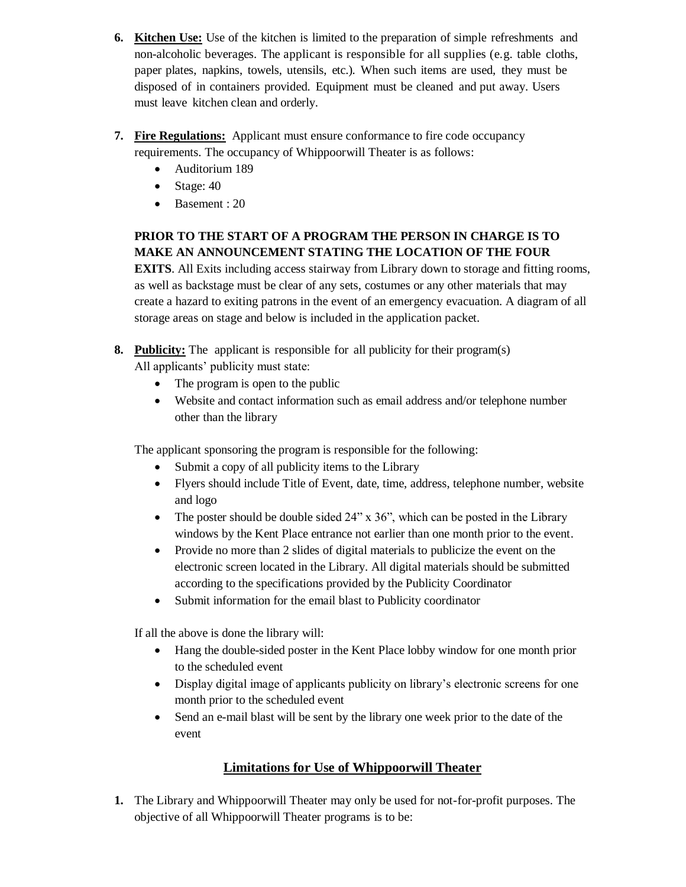6. **Kitchen Use:** Use of the kitchen is limited to the preparation of simple refreshments and non-alcoholic beverages. The applicant is responsible for all supplies (e.g. table cloths, paper plates, napkins, towels, utensils, etc.). When such items are used, they must be disposed of in containers provided. Equipment must be cleaned and put away. Users must leave kitchen clean and orderly.

7. **Fire Regulations:** Applicant must ensure conformance to fire code occupancy requirements. The occupancy of Whippoorwill Theater is as follows:
   - Auditorium 189
   - Stage: 40
   - Basement : 20

   **PRIOR TO THE START OF A PROGRAM THE PERSON IN CHARGE IS TO MAKE AN ANNOUNCEMENT STATING THE LOCATION OF THE FOUR EXITS**. All Exits including access stairway from Library down to storage and fitting rooms, as well as backstage must be clear of any sets, costumes or any other materials that may create a hazard to exiting patrons in the event of an emergency evacuation. A diagram of all storage areas on stage and below is included in the application packet.

8. **Publicity:** The applicant is responsible for all publicity for their program(s)
   All applicants' publicity must state:
   - The program is open to the public
   - Website and contact information such as email address and/or telephone number other than the library

   The applicant sponsoring the program is responsible for the following:
   - Submit a copy of all publicity items to the Library
   - Flyers should include Title of Event, date, time, address, telephone number, website and logo
   - The poster should be double sided 24" x 36", which can be posted in the Library windows by the Kent Place entrance not earlier than one month prior to the event.
   - Provide no more than 2 slides of digital materials to publicize the event on the electronic screen located in the Library. All digital materials should be submitted according to the specifications provided by the Publicity Coordinator
   - Submit information for the email blast to Publicity coordinator

   If all the above is done the library will:
   - Hang the double-sided poster in the Kent Place lobby window for one month prior to the scheduled event
   - Display digital image of applicants publicity on library's electronic screens for one month prior to the scheduled event
   - Send an e-mail blast will be sent by the library one week prior to the date of the event

## Limitations for Use of Whippoorwill Theater

1. The Library and Whippoorwill Theater may only be used for not-for-profit purposes. The objective of all Whippoorwill Theater programs is to be: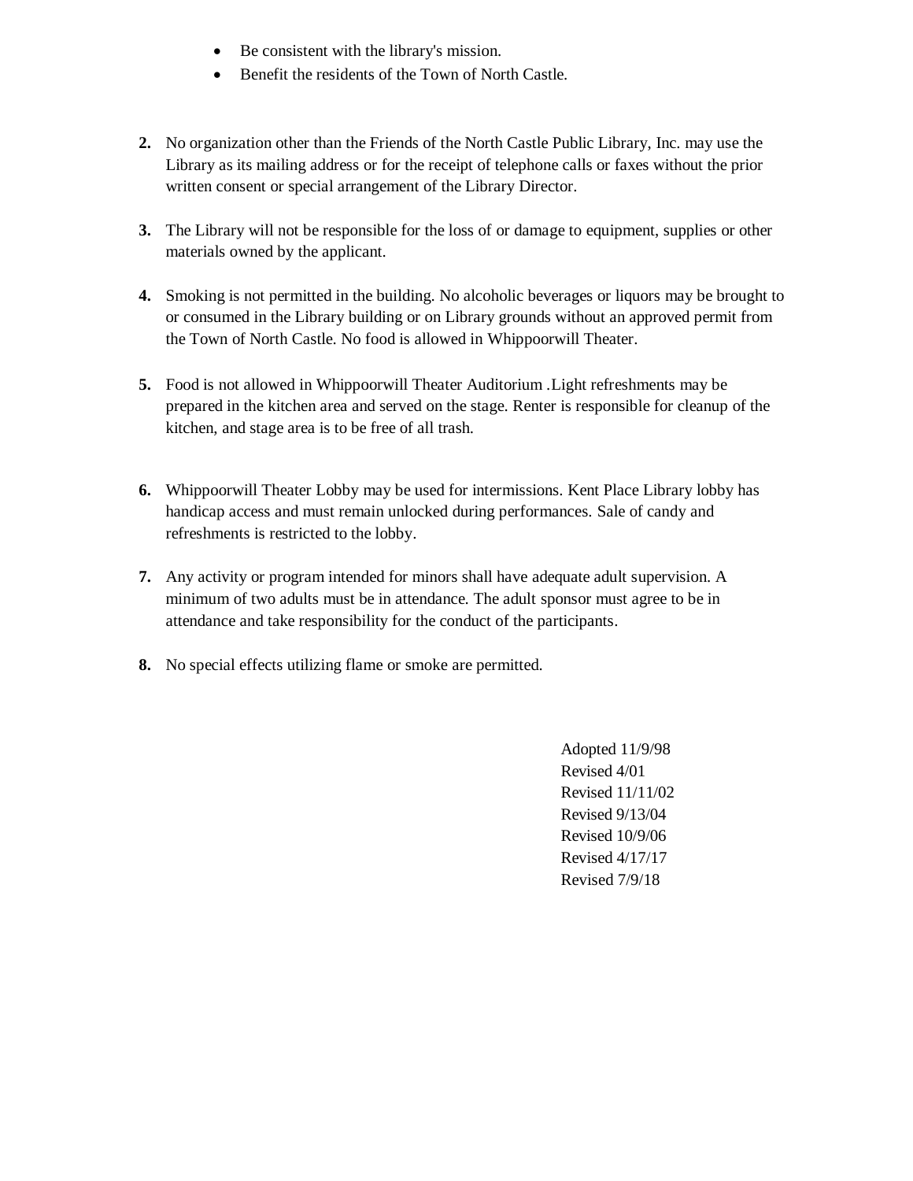- Be consistent with the library's mission.
- Benefit the residents of the Town of North Castle.

**2.** No organization other than the Friends of the North Castle Public Library, Inc. may use the Library as its mailing address or for the receipt of telephone calls or faxes without the prior written consent or special arrangement of the Library Director.

**3.** The Library will not be responsible for the loss of or damage to equipment, supplies or other materials owned by the applicant.

**4.** Smoking is not permitted in the building. No alcoholic beverages or liquors may be brought to or consumed in the Library building or on Library grounds without an approved permit from the Town of North Castle. No food is allowed in Whippoorwill Theater.

**5.** Food is not allowed in Whippoorwill Theater Auditorium .Light refreshments may be prepared in the kitchen area and served on the stage. Renter is responsible for cleanup of the kitchen, and stage area is to be free of all trash.

**6.** Whippoorwill Theater Lobby may be used for intermissions. Kent Place Library lobby has handicap access and must remain unlocked during performances. Sale of candy and refreshments is restricted to the lobby.

**7.** Any activity or program intended for minors shall have adequate adult supervision. A minimum of two adults must be in attendance. The adult sponsor must agree to be in attendance and take responsibility for the conduct of the participants.

**8.** No special effects utilizing flame or smoke are permitted.

Adopted 11/9/98
Revised 4/01
Revised 11/11/02
Revised 9/13/04
Revised 10/9/06
Revised 4/17/17
Revised 7/9/18